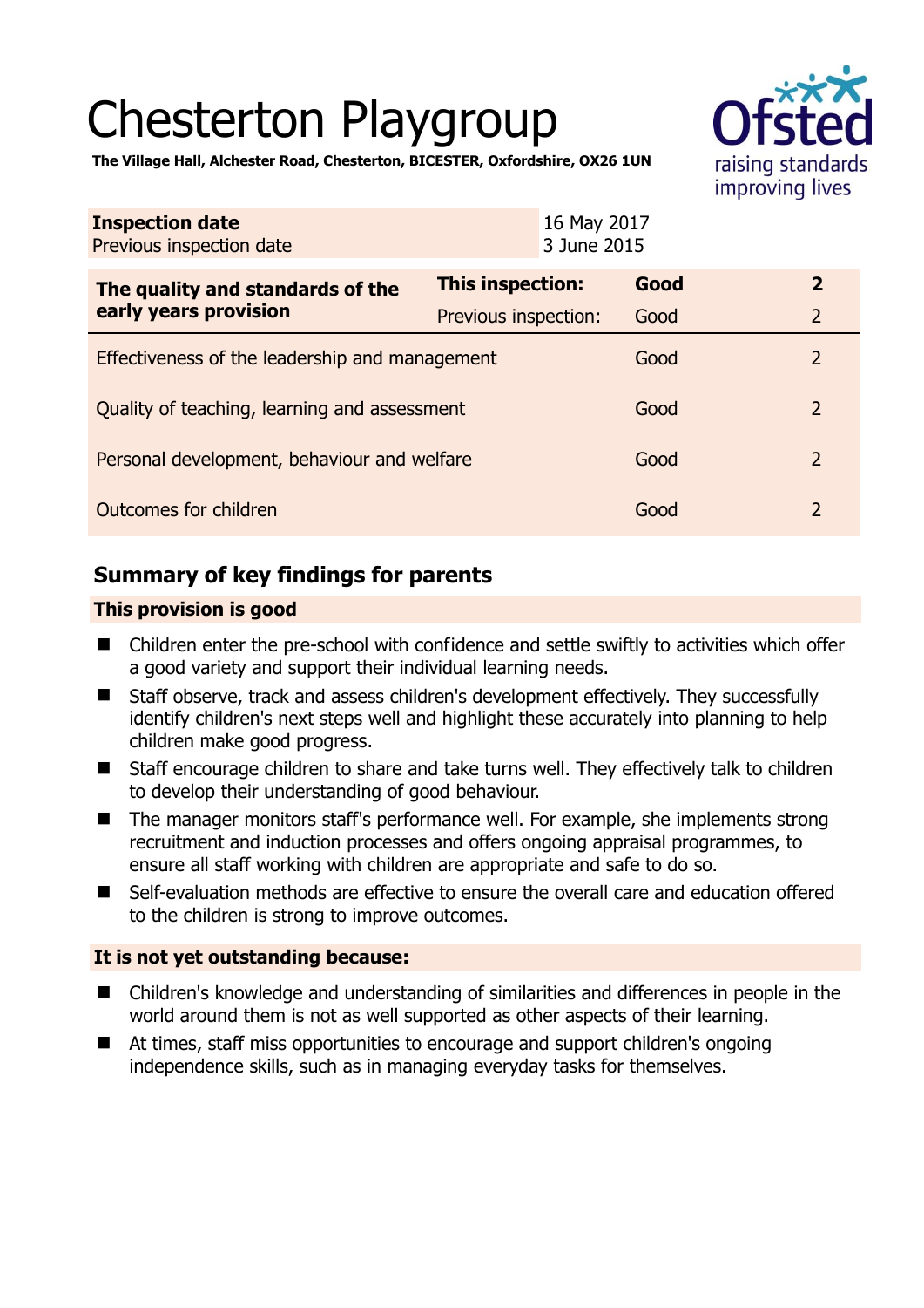# Chesterton Playgroup

**The Village Hall, Alchester Road, Chesterton, BICESTER, Oxfordshire, OX26 1UN**

| **Inspection date** | 16 May 2017 |
| --- | --- |
| Previous inspection date | 3 June 2015 |

| **The quality and standards of the early years provision** | **This inspection:** | **Good** | **2** |
| --- | --- | --- | --- |
| | Previous inspection: | Good | 2 |
| Effectiveness of the leadership and management | | Good | 2 |
| Quality of teaching, learning and assessment | | Good | 2 |
| Personal development, behaviour and welfare | | Good | 2 |
| Outcomes for children | | Good | 2 |

## Summary of key findings for parents

### This provision is good

- Children enter the pre-school with confidence and settle swiftly to activities which offer a good variety and support their individual learning needs.
- Staff observe, track and assess children's development effectively. They successfully identify children's next steps well and highlight these accurately into planning to help children make good progress.
- Staff encourage children to share and take turns well. They effectively talk to children to develop their understanding of good behaviour.
- The manager monitors staff's performance well. For example, she implements strong recruitment and induction processes and offers ongoing appraisal programmes, to ensure all staff working with children are appropriate and safe to do so.
- Self-evaluation methods are effective to ensure the overall care and education offered to the children is strong to improve outcomes.

### It is not yet outstanding because:

- Children's knowledge and understanding of similarities and differences in people in the world around them is not as well supported as other aspects of their learning.
- At times, staff miss opportunities to encourage and support children's ongoing independence skills, such as in managing everyday tasks for themselves.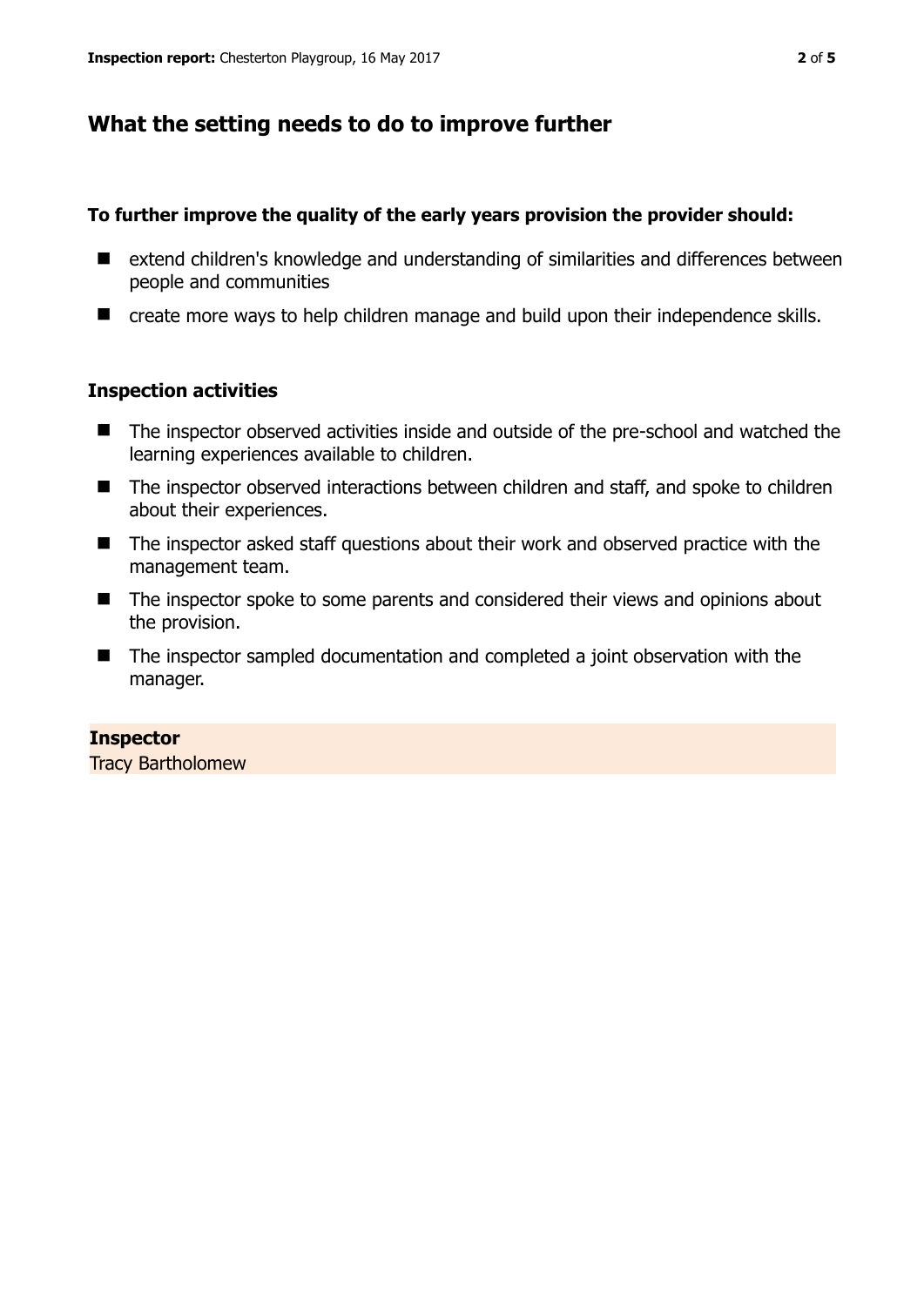## What the setting needs to do to improve further

**To further improve the quality of the early years provision the provider should:**

- extend children's knowledge and understanding of similarities and differences between people and communities
- create more ways to help children manage and build upon their independence skills.

### Inspection activities

- The inspector observed activities inside and outside of the pre-school and watched the learning experiences available to children.
- The inspector observed interactions between children and staff, and spoke to children about their experiences.
- The inspector asked staff questions about their work and observed practice with the management team.
- The inspector spoke to some parents and considered their views and opinions about the provision.
- The inspector sampled documentation and completed a joint observation with the manager.

**Inspector**
Tracy Bartholomew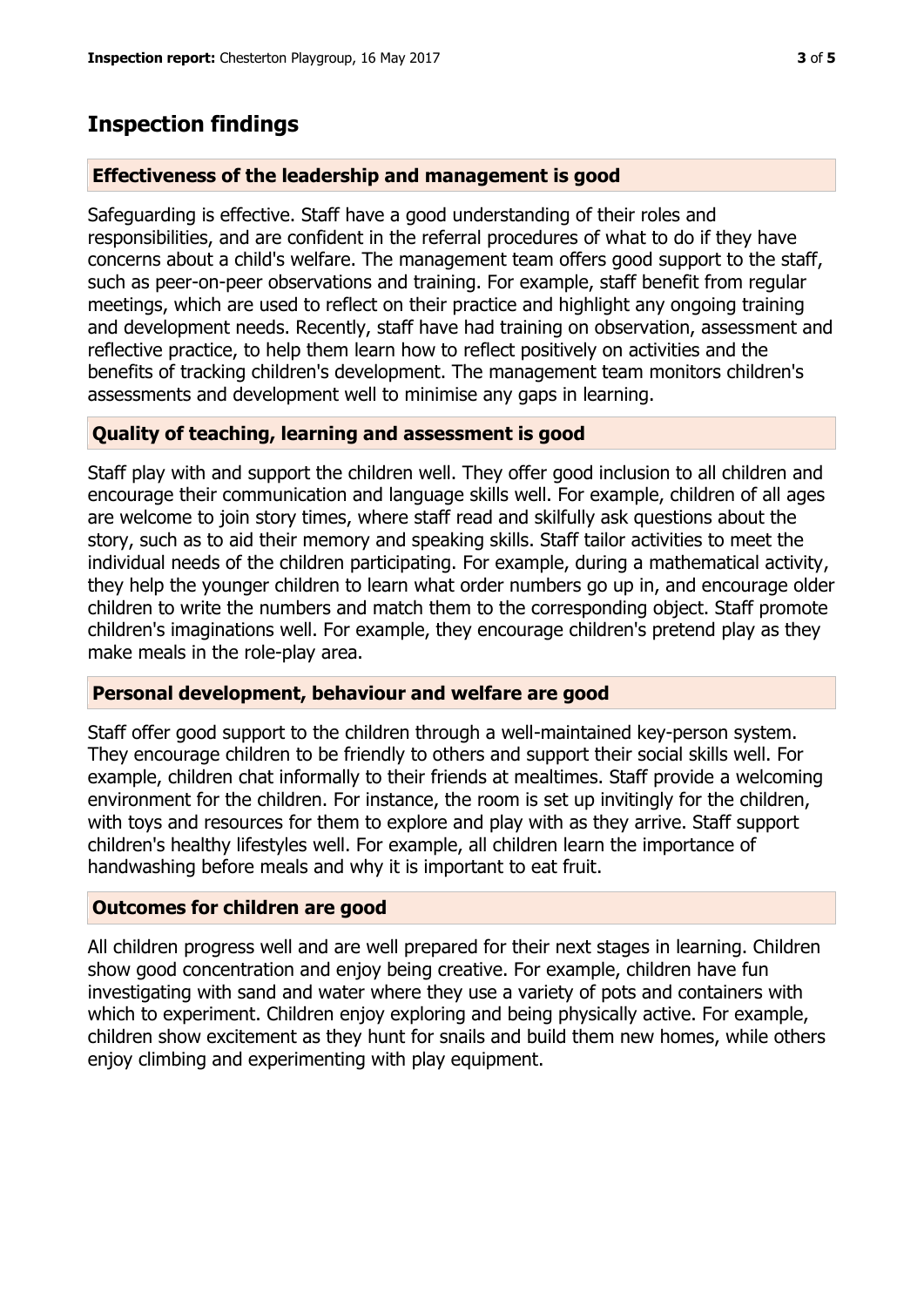## Inspection findings

### Effectiveness of the leadership and management is good

Safeguarding is effective. Staff have a good understanding of their roles and responsibilities, and are confident in the referral procedures of what to do if they have concerns about a child's welfare. The management team offers good support to the staff, such as peer-on-peer observations and training. For example, staff benefit from regular meetings, which are used to reflect on their practice and highlight any ongoing training and development needs. Recently, staff have had training on observation, assessment and reflective practice, to help them learn how to reflect positively on activities and the benefits of tracking children's development. The management team monitors children's assessments and development well to minimise any gaps in learning.

### Quality of teaching, learning and assessment is good

Staff play with and support the children well. They offer good inclusion to all children and encourage their communication and language skills well. For example, children of all ages are welcome to join story times, where staff read and skilfully ask questions about the story, such as to aid their memory and speaking skills. Staff tailor activities to meet the individual needs of the children participating. For example, during a mathematical activity, they help the younger children to learn what order numbers go up in, and encourage older children to write the numbers and match them to the corresponding object. Staff promote children's imaginations well. For example, they encourage children's pretend play as they make meals in the role-play area.

### Personal development, behaviour and welfare are good

Staff offer good support to the children through a well-maintained key-person system. They encourage children to be friendly to others and support their social skills well. For example, children chat informally to their friends at mealtimes. Staff provide a welcoming environment for the children. For instance, the room is set up invitingly for the children, with toys and resources for them to explore and play with as they arrive. Staff support children's healthy lifestyles well. For example, all children learn the importance of handwashing before meals and why it is important to eat fruit.

### Outcomes for children are good

All children progress well and are well prepared for their next stages in learning. Children show good concentration and enjoy being creative. For example, children have fun investigating with sand and water where they use a variety of pots and containers with which to experiment. Children enjoy exploring and being physically active. For example, children show excitement as they hunt for snails and build them new homes, while others enjoy climbing and experimenting with play equipment.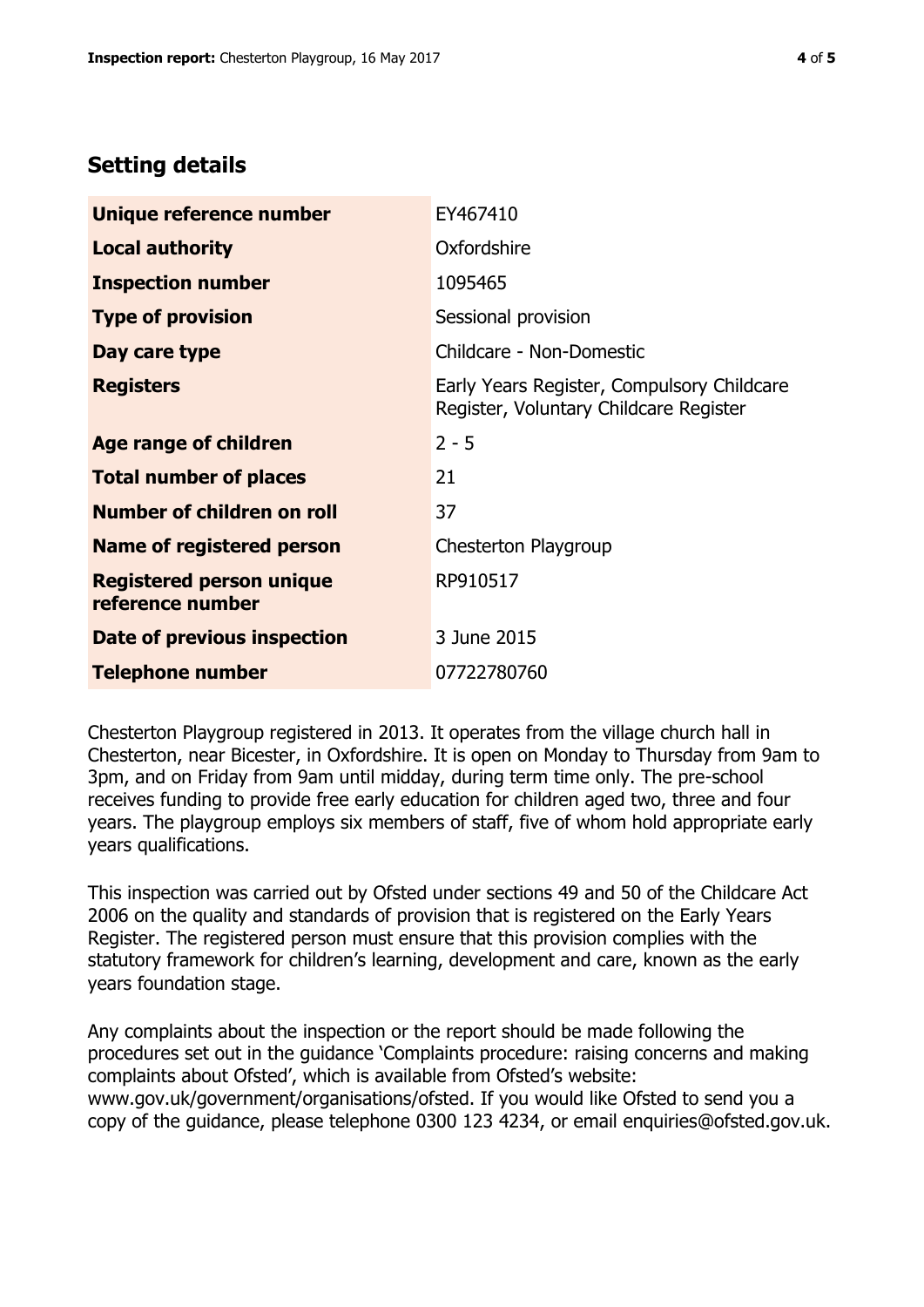## Setting details

| | |
|---|---|
| **Unique reference number** | EY467410 |
| **Local authority** | Oxfordshire |
| **Inspection number** | 1095465 |
| **Type of provision** | Sessional provision |
| **Day care type** | Childcare - Non-Domestic |
| **Registers** | Early Years Register, Compulsory Childcare Register, Voluntary Childcare Register |
| **Age range of children** | 2 - 5 |
| **Total number of places** | 21 |
| **Number of children on roll** | 37 |
| **Name of registered person** | Chesterton Playgroup |
| **Registered person unique reference number** | RP910517 |
| **Date of previous inspection** | 3 June 2015 |
| **Telephone number** | 07722780760 |

Chesterton Playgroup registered in 2013. It operates from the village church hall in Chesterton, near Bicester, in Oxfordshire. It is open on Monday to Thursday from 9am to 3pm, and on Friday from 9am until midday, during term time only. The pre-school receives funding to provide free early education for children aged two, three and four years. The playgroup employs six members of staff, five of whom hold appropriate early years qualifications.

This inspection was carried out by Ofsted under sections 49 and 50 of the Childcare Act 2006 on the quality and standards of provision that is registered on the Early Years Register. The registered person must ensure that this provision complies with the statutory framework for children's learning, development and care, known as the early years foundation stage.

Any complaints about the inspection or the report should be made following the procedures set out in the guidance 'Complaints procedure: raising concerns and making complaints about Ofsted', which is available from Ofsted's website: www.gov.uk/government/organisations/ofsted. If you would like Ofsted to send you a copy of the guidance, please telephone 0300 123 4234, or email enquiries@ofsted.gov.uk.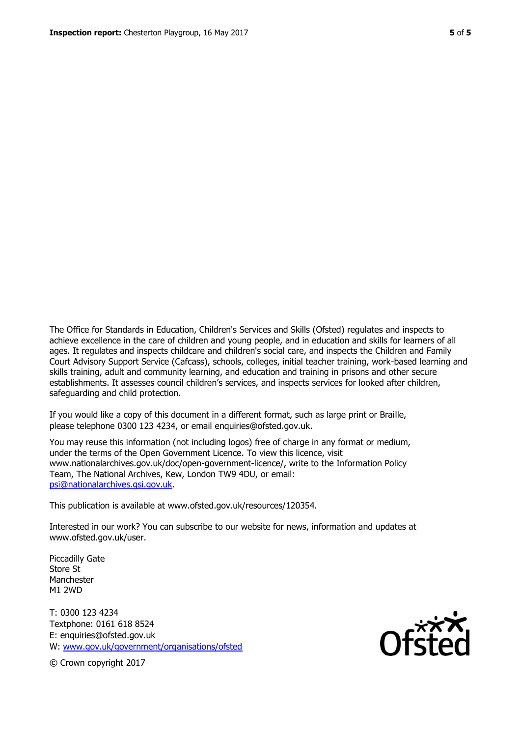The Office for Standards in Education, Children's Services and Skills (Ofsted) regulates and inspects to achieve excellence in the care of children and young people, and in education and skills for learners of all ages. It regulates and inspects childcare and children's social care, and inspects the Children and Family Court Advisory Support Service (Cafcass), schools, colleges, initial teacher training, work-based learning and skills training, adult and community learning, and education and training in prisons and other secure establishments. It assesses council children's services, and inspects services for looked after children, safeguarding and child protection.

If you would like a copy of this document in a different format, such as large print or Braille, please telephone 0300 123 4234, or email enquiries@ofsted.gov.uk.

You may reuse this information (not including logos) free of charge in any format or medium, under the terms of the Open Government Licence. To view this licence, visit www.nationalarchives.gov.uk/doc/open-government-licence/, write to the Information Policy Team, The National Archives, Kew, London TW9 4DU, or email: psi@nationalarchives.gsi.gov.uk.

This publication is available at www.ofsted.gov.uk/resources/120354.

Interested in our work? You can subscribe to our website for news, information and updates at www.ofsted.gov.uk/user.

Piccadilly Gate
Store St
Manchester
M1 2WD

T: 0300 123 4234
Textphone: 0161 618 8524
E: enquiries@ofsted.gov.uk
W: www.gov.uk/government/organisations/ofsted

© Crown copyright 2017